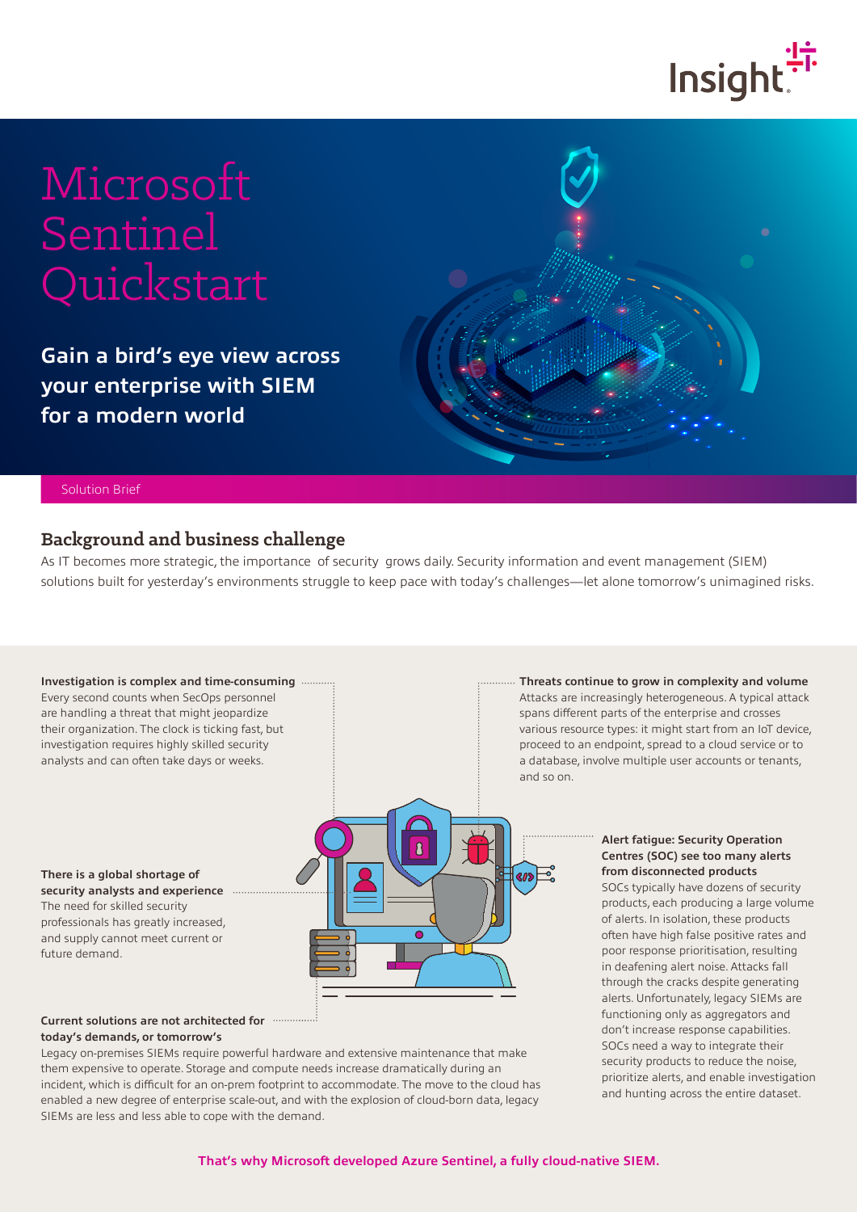# Microsoft Sentinel Quickstart

**Gain a bird's eye view across your enterprise with SIEM for a modern world**

Solution Brief

## Background and business challenge

As IT becomes more strategic, the importance of security grows daily. Security information and event management (SIEM) solutions built for yesterday's environments struggle to keep pace with today's challenges—let alone tomorrow's unimagined risks.

**Investigation is complex and time-consuming**
Every second counts when SecOps personnel are handling a threat that might jeopardize their organization. The clock is ticking fast, but investigation requires highly skilled security analysts and can often take days or weeks.

**Threats continue to grow in complexity and volume**
Attacks are increasingly heterogeneous. A typical attack spans different parts of the enterprise and crosses various resource types: it might start from an IoT device, proceed to an endpoint, spread to a cloud service or to a database, involve multiple user accounts or tenants, and so on.

**There is a global shortage of security analysts and experience**
The need for skilled security professionals has greatly increased, and supply cannot meet current or future demand.

**Alert fatigue: Security Operation Centres (SOC) see too many alerts from disconnected products**
SOCs typically have dozens of security products, each producing a large volume of alerts. In isolation, these products often have high false positive rates and poor response prioritisation, resulting in deafening alert noise. Attacks fall through the cracks despite generating alerts. Unfortunately, legacy SIEMs are functioning only as aggregators and don't increase response capabilities. SOCs need a way to integrate their security products to reduce the noise, prioritize alerts, and enable investigation and hunting across the entire dataset.

**Current solutions are not architected for today's demands, or tomorrow's**
Legacy on-premises SIEMs require powerful hardware and extensive maintenance that make them expensive to operate. Storage and compute needs increase dramatically during an incident, which is difficult for an on-prem footprint to accommodate. The move to the cloud has enabled a new degree of enterprise scale-out, and with the explosion of cloud-born data, legacy SIEMs are less and less able to cope with the demand.

**That's why Microsoft developed Azure Sentinel, a fully cloud-native SIEM.**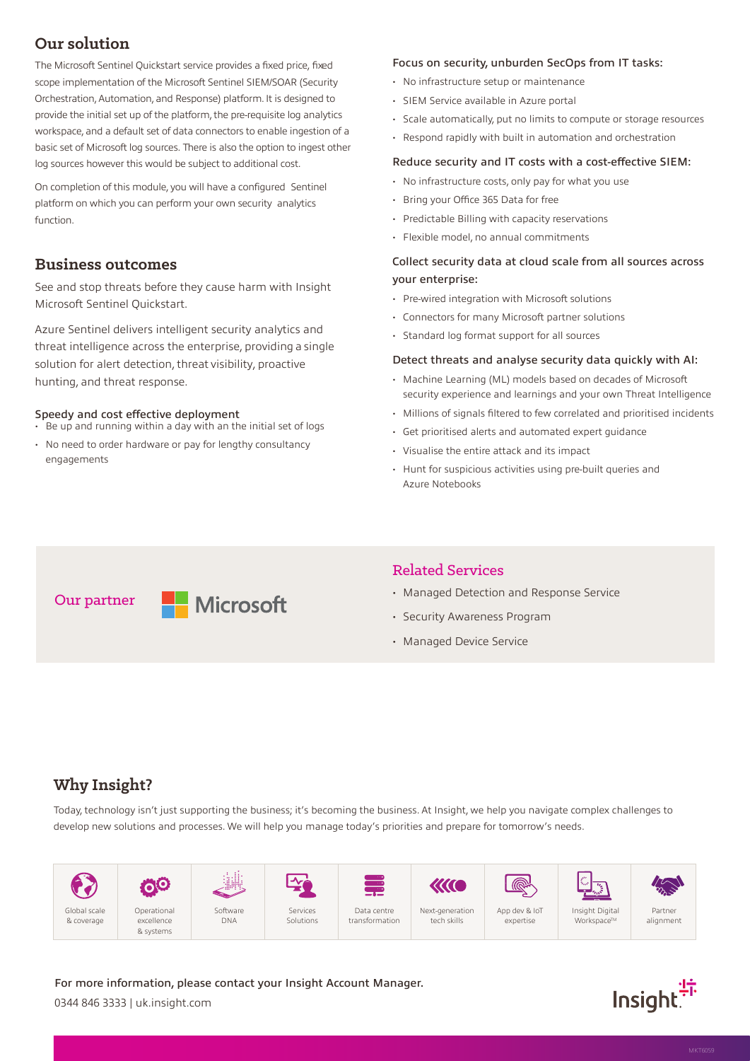## Our solution

The Microsoft Sentinel Quickstart service provides a fixed price, fixed scope implementation of the Microsoft Sentinel SIEM/SOAR (Security Orchestration, Automation, and Response) platform. It is designed to provide the initial set up of the platform, the pre-requisite log analytics workspace, and a default set of data connectors to enable ingestion of a basic set of Microsoft log sources. There is also the option to ingest other log sources however this would be subject to additional cost.

On completion of this module, you will have a configured Sentinel platform on which you can perform your own security analytics function.

## Business outcomes

See and stop threats before they cause harm with Insight Microsoft Sentinel Quickstart.

Azure Sentinel delivers intelligent security analytics and threat intelligence across the enterprise, providing a single solution for alert detection, threat visibility, proactive hunting, and threat response.

#### Speedy and cost effective deployment

- Be up and running within a day with an the initial set of logs
- No need to order hardware or pay for lengthy consultancy engagements

#### Focus on security, unburden SecOps from IT tasks:

- No infrastructure setup or maintenance
- SIEM Service available in Azure portal
- Scale automatically, put no limits to compute or storage resources
- Respond rapidly with built in automation and orchestration

#### Reduce security and IT costs with a cost-effective SIEM:

- No infrastructure costs, only pay for what you use
- Bring your Office 365 Data for free
- Predictable Billing with capacity reservations
- Flexible model, no annual commitments

#### Collect security data at cloud scale from all sources across your enterprise:

- Pre-wired integration with Microsoft solutions
- Connectors for many Microsoft partner solutions
- Standard log format support for all sources

#### Detect threats and analyse security data quickly with AI:

- Machine Learning (ML) models based on decades of Microsoft security experience and learnings and your own Threat Intelligence
- Millions of signals filtered to few correlated and prioritised incidents
- Get prioritised alerts and automated expert guidance
- Visualise the entire attack and its impact
- Hunt for suspicious activities using pre-built queries and Azure Notebooks

### Our partner

Microsoft

### Related Services

- Managed Detection and Response Service
- Security Awareness Program
- Managed Device Service

## Why Insight?

Today, technology isn't just supporting the business; it's becoming the business. At Insight, we help you navigate complex challenges to develop new solutions and processes. We will help you manage today's priorities and prepare for tomorrow's needs.

Global scale & coverage
Operational excellence & systems
Software DNA
Services Solutions
Data centre transformation
Next-generation tech skills
App dev & IoT expertise
Insight Digital Workspace™
Partner alignment

For more information, please contact your Insight Account Manager.

0344 846 3333 | uk.insight.com

Insight

MKT6059